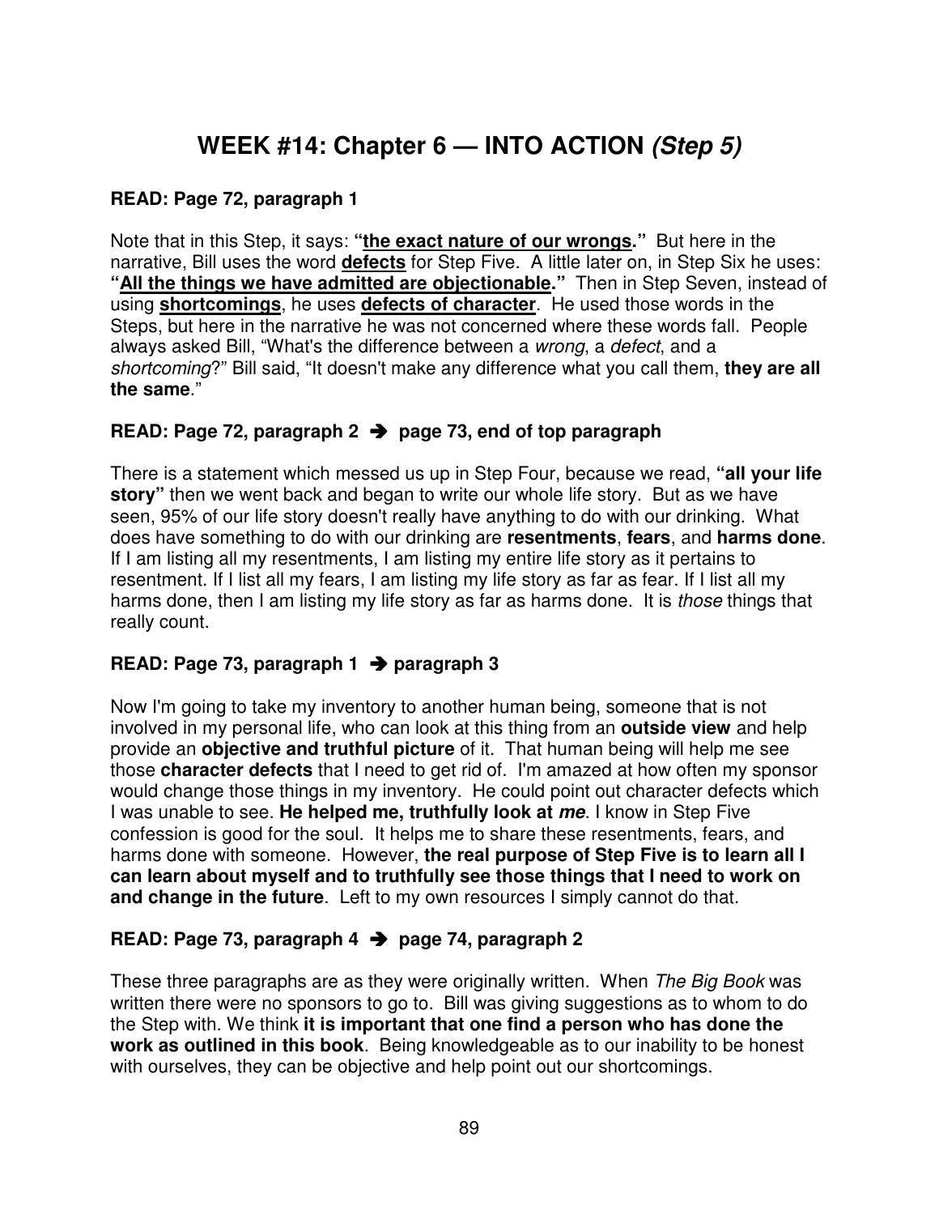# WEEK #14: Chapter 6 — INTO ACTION *(Step 5)*

**READ: Page 72, paragraph 1**

Note that in this Step, it says: **"the exact nature of our wrongs."** But here in the narrative, Bill uses the word **defects** for Step Five. A little later on, in Step Six he uses: **"All the things we have admitted are objectionable."** Then in Step Seven, instead of using **shortcomings**, he uses **defects of character**. He used those words in the Steps, but here in the narrative he was not concerned where these words fall. People always asked Bill, "What's the difference between a *wrong*, a *defect*, and a *shortcoming*?" Bill said, "It doesn't make any difference what you call them, **they are all the same**."

**READ: Page 72, paragraph 2 ➔ page 73, end of top paragraph**

There is a statement which messed us up in Step Four, because we read, **"all your life story"** then we went back and began to write our whole life story. But as we have seen, 95% of our life story doesn't really have anything to do with our drinking. What does have something to do with our drinking are **resentments**, **fears**, and **harms done**. If I am listing all my resentments, I am listing my entire life story as it pertains to resentment. If I list all my fears, I am listing my life story as far as fear. If I list all my harms done, then I am listing my life story as far as harms done. It is *those* things that really count.

**READ: Page 73, paragraph 1 ➔ paragraph 3**

Now I'm going to take my inventory to another human being, someone that is not involved in my personal life, who can look at this thing from an **outside view** and help provide an **objective and truthful picture** of it. That human being will help me see those **character defects** that I need to get rid of. I'm amazed at how often my sponsor would change those things in my inventory. He could point out character defects which I was unable to see. **He helped me, truthfully look at *me***. I know in Step Five confession is good for the soul. It helps me to share these resentments, fears, and harms done with someone. However, **the real purpose of Step Five is to learn all I can learn about myself and to truthfully see those things that I need to work on and change in the future**. Left to my own resources I simply cannot do that.

**READ: Page 73, paragraph 4 ➔ page 74, paragraph 2**

These three paragraphs are as they were originally written. When *The Big Book* was written there were no sponsors to go to. Bill was giving suggestions as to whom to do the Step with. We think **it is important that one find a person who has done the work as outlined in this book**. Being knowledgeable as to our inability to be honest with ourselves, they can be objective and help point out our shortcomings.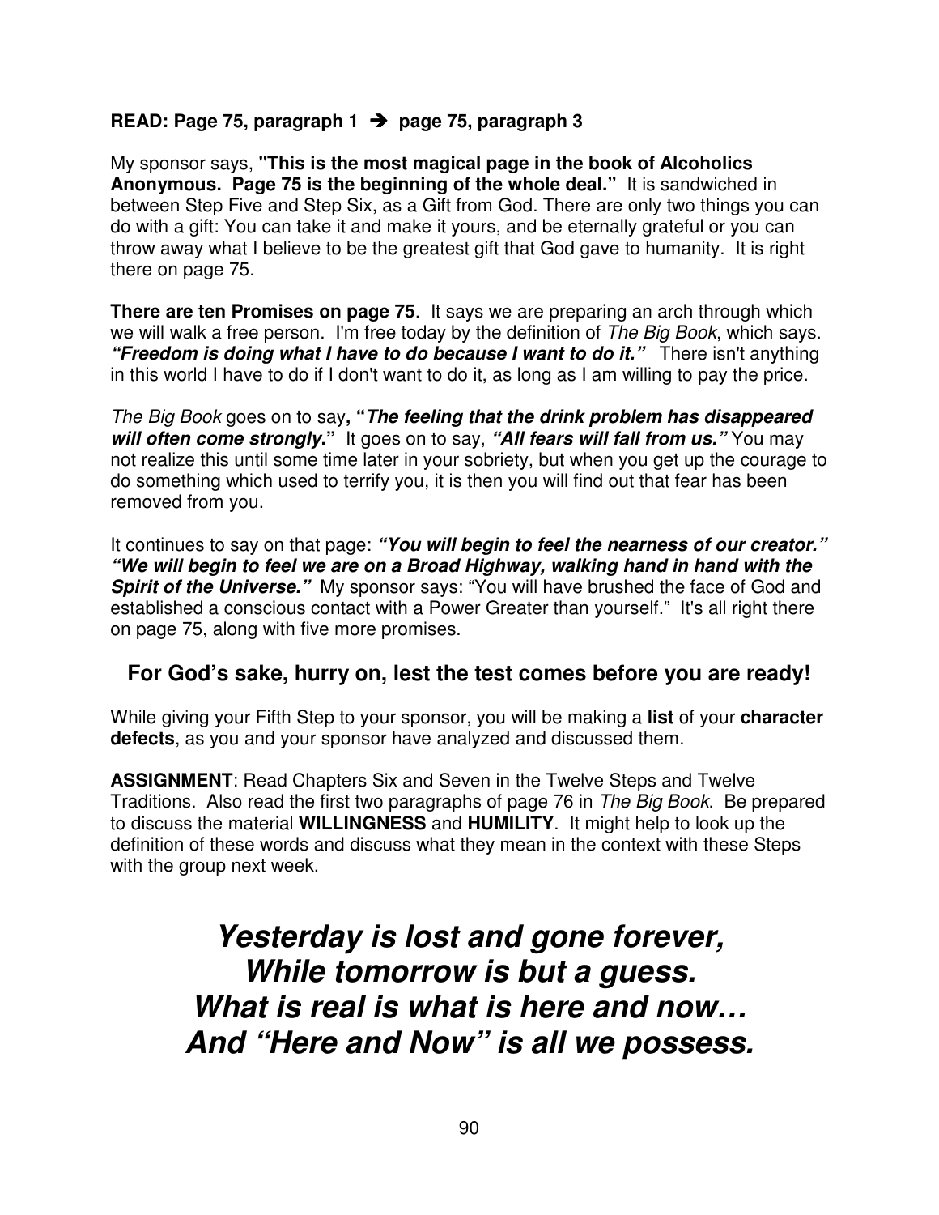**READ: Page 75, paragraph 1 ➔ page 75, paragraph 3**

My sponsor says, **"This is the most magical page in the book of Alcoholics Anonymous. Page 75 is the beginning of the whole deal."** It is sandwiched in between Step Five and Step Six, as a Gift from God. There are only two things you can do with a gift: You can take it and make it yours, and be eternally grateful or you can throw away what I believe to be the greatest gift that God gave to humanity. It is right there on page 75.

**There are ten Promises on page 75**. It says we are preparing an arch through which we will walk a free person. I'm free today by the definition of *The Big Book*, which says. ***"Freedom is doing what I have to do because I want to do it."*** There isn't anything in this world I have to do if I don't want to do it, as long as I am willing to pay the price.

*The Big Book* goes on to say**, "*The feeling that the drink problem has disappeared will often come strongly.*"** It goes on to say, ***"All fears will fall from us."*** You may not realize this until some time later in your sobriety, but when you get up the courage to do something which used to terrify you, it is then you will find out that fear has been removed from you.

It continues to say on that page: ***"You will begin to feel the nearness of our creator." "We will begin to feel we are on a Broad Highway, walking hand in hand with the Spirit of the Universe."*** My sponsor says: "You will have brushed the face of God and established a conscious contact with a Power Greater than yourself." It's all right there on page 75, along with five more promises.

## For God's sake, hurry on, lest the test comes before you are ready!

While giving your Fifth Step to your sponsor, you will be making a **list** of your **character defects**, as you and your sponsor have analyzed and discussed them.

**ASSIGNMENT**: Read Chapters Six and Seven in the Twelve Steps and Twelve Traditions. Also read the first two paragraphs of page 76 in *The Big Book*. Be prepared to discuss the material **WILLINGNESS** and **HUMILITY**. It might help to look up the definition of these words and discuss what they mean in the context with these Steps with the group next week.

***Yesterday is lost and gone forever,***
***While tomorrow is but a guess.***
***What is real is what is here and now…***
***And "Here and Now" is all we possess.***